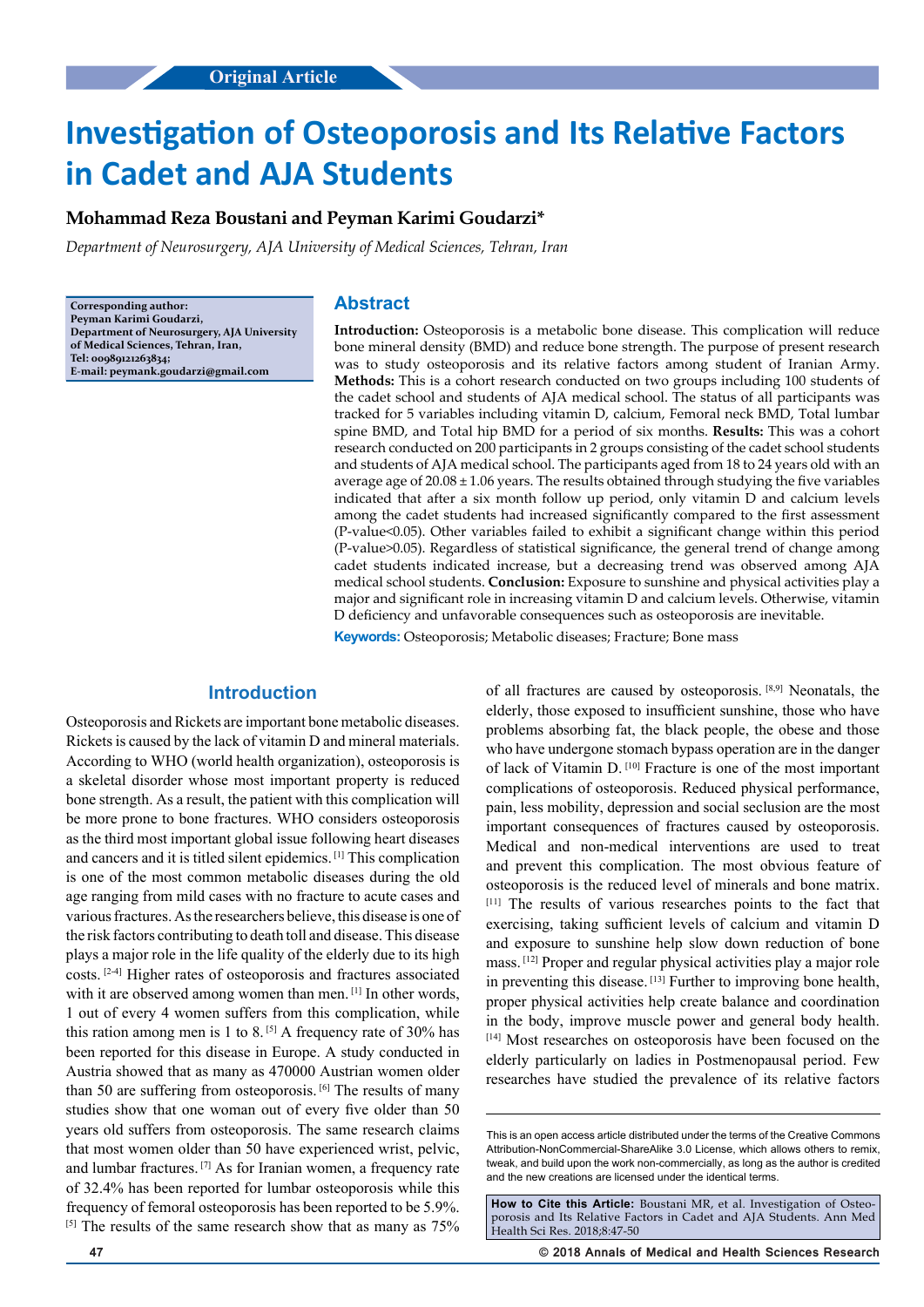Original Article

# Investigation of Osteoporosis and Its Relative Factors in Cadet and AJA Students

**Mohammad Reza Boustani and Peyman Karimi Goudarzi***

*Department of Neurosurgery, AJA University of Medical Sciences, Tehran, Iran*

**Corresponding author:**
**Peyman Karimi Goudarzi,**
**Department of Neurosurgery, AJA University of Medical Sciences, Tehran, Iran,**
**Tel: 00989121263834;**
**E-mail: peymank.goudarzi@gmail.com**

## Abstract

**Introduction:** Osteoporosis is a metabolic bone disease. This complication will reduce bone mineral density (BMD) and reduce bone strength. The purpose of present research was to study osteoporosis and its relative factors among student of Iranian Army. **Methods:** This is a cohort research conducted on two groups including 100 students of the cadet school and students of AJA medical school. The status of all participants was tracked for 5 variables including vitamin D, calcium, Femoral neck BMD, Total lumbar spine BMD, and Total hip BMD for a period of six months. **Results:** This was a cohort research conducted on 200 participants in 2 groups consisting of the cadet school students and students of AJA medical school. The participants aged from 18 to 24 years old with an average age of 20.08 ± 1.06 years. The results obtained through studying the five variables indicated that after a six month follow up period, only vitamin D and calcium levels among the cadet students had increased significantly compared to the first assessment (P-value<0.05). Other variables failed to exhibit a significant change within this period (P-value>0.05). Regardless of statistical significance, the general trend of change among cadet students indicated increase, but a decreasing trend was observed among AJA medical school students. **Conclusion:** Exposure to sunshine and physical activities play a major and significant role in increasing vitamin D and calcium levels. Otherwise, vitamin D deficiency and unfavorable consequences such as osteoporosis are inevitable.

**Keywords:** Osteoporosis; Metabolic diseases; Fracture; Bone mass

## Introduction

Osteoporosis and Rickets are important bone metabolic diseases. Rickets is caused by the lack of vitamin D and mineral materials. According to WHO (world health organization), osteoporosis is a skeletal disorder whose most important property is reduced bone strength. As a result, the patient with this complication will be more prone to bone fractures. WHO considers osteoporosis as the third most important global issue following heart diseases and cancers and it is titled silent epidemics. [1] This complication is one of the most common metabolic diseases during the old age ranging from mild cases with no fracture to acute cases and various fractures. As the researchers believe, this disease is one of the risk factors contributing to death toll and disease. This disease plays a major role in the life quality of the elderly due to its high costs. [2-4] Higher rates of osteoporosis and fractures associated with it are observed among women than men. [1] In other words, 1 out of every 4 women suffers from this complication, while this ration among men is 1 to 8. [5] A frequency rate of 30% has been reported for this disease in Europe. A study conducted in Austria showed that as many as 470000 Austrian women older than 50 are suffering from osteoporosis. [6] The results of many studies show that one woman out of every five older than 50 years old suffers from osteoporosis. The same research claims that most women older than 50 have experienced wrist, pelvic, and lumbar fractures. [7] As for Iranian women, a frequency rate of 32.4% has been reported for lumbar osteoporosis while this frequency of femoral osteoporosis has been reported to be 5.9%. [5] The results of the same research show that as many as 75% of all fractures are caused by osteoporosis. [8,9] Neonatals, the elderly, those exposed to insufficient sunshine, those who have problems absorbing fat, the black people, the obese and those who have undergone stomach bypass operation are in the danger of lack of Vitamin D. [10] Fracture is one of the most important complications of osteoporosis. Reduced physical performance, pain, less mobility, depression and social seclusion are the most important consequences of fractures caused by osteoporosis. Medical and non-medical interventions are used to treat and prevent this complication. The most obvious feature of osteoporosis is the reduced level of minerals and bone matrix. [11] The results of various researches points to the fact that exercising, taking sufficient levels of calcium and vitamin D and exposure to sunshine help slow down reduction of bone mass. [12] Proper and regular physical activities play a major role in preventing this disease. [13] Further to improving bone health, proper physical activities help create balance and coordination in the body, improve muscle power and general body health. [14] Most researches on osteoporosis have been focused on the elderly particularly on ladies in Postmenopausal period. Few researches have studied the prevalence of its relative factors

This is an open access article distributed under the terms of the Creative Commons Attribution-NonCommercial-ShareAlike 3.0 License, which allows others to remix, tweak, and build upon the work non-commercially, as long as the author is credited and the new creations are licensed under the identical terms.

**How to Cite this Article:** Boustani MR, et al. Investigation of Osteoporosis and Its Relative Factors in Cadet and AJA Students. Ann Med Health Sci Res. 2018;8:47-50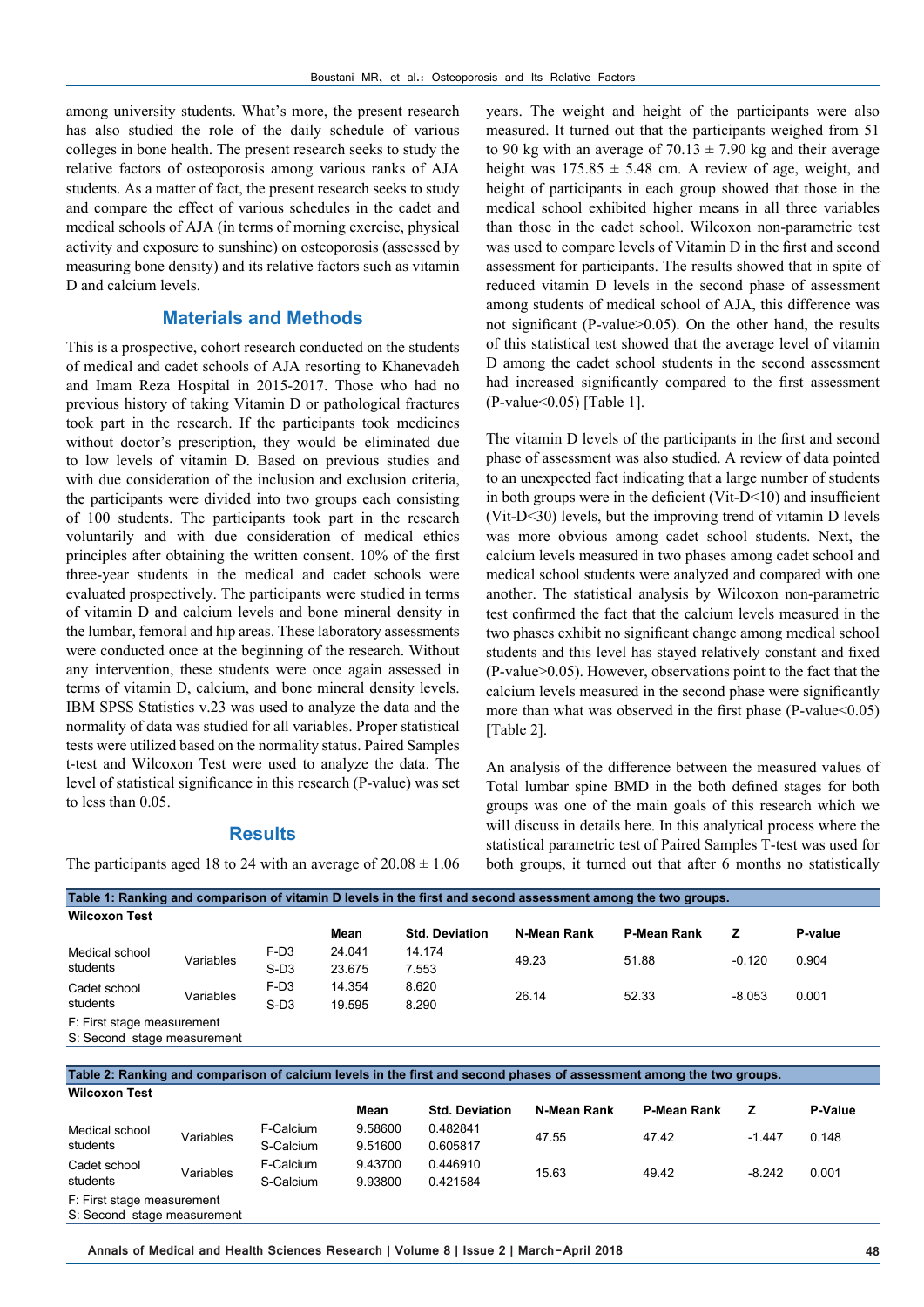among university students. What's more, the present research has also studied the role of the daily schedule of various colleges in bone health. The present research seeks to study the relative factors of osteoporosis among various ranks of AJA students. As a matter of fact, the present research seeks to study and compare the effect of various schedules in the cadet and medical schools of AJA (in terms of morning exercise, physical activity and exposure to sunshine) on osteoporosis (assessed by measuring bone density) and its relative factors such as vitamin D and calcium levels.

## Materials and Methods

This is a prospective, cohort research conducted on the students of medical and cadet schools of AJA resorting to Khanevadeh and Imam Reza Hospital in 2015-2017. Those who had no previous history of taking Vitamin D or pathological fractures took part in the research. If the participants took medicines without doctor's prescription, they would be eliminated due to low levels of vitamin D. Based on previous studies and with due consideration of the inclusion and exclusion criteria, the participants were divided into two groups each consisting of 100 students. The participants took part in the research voluntarily and with due consideration of medical ethics principles after obtaining the written consent. 10% of the first three-year students in the medical and cadet schools were evaluated prospectively. The participants were studied in terms of vitamin D and calcium levels and bone mineral density in the lumbar, femoral and hip areas. These laboratory assessments were conducted once at the beginning of the research. Without any intervention, these students were once again assessed in terms of vitamin D, calcium, and bone mineral density levels. IBM SPSS Statistics v.23 was used to analyze the data and the normality of data was studied for all variables. Proper statistical tests were utilized based on the normality status. Paired Samples t-test and Wilcoxon Test were used to analyze the data. The level of statistical significance in this research (P-value) was set to less than 0.05.

## Results

The participants aged 18 to 24 with an average of 20.08 ± 1.06 years. The weight and height of the participants were also measured. It turned out that the participants weighed from 51 to 90 kg with an average of 70.13 ± 7.90 kg and their average height was 175.85 ± 5.48 cm. A review of age, weight, and height of participants in each group showed that those in the medical school exhibited higher means in all three variables than those in the cadet school. Wilcoxon non-parametric test was used to compare levels of Vitamin D in the first and second assessment for participants. The results showed that in spite of reduced vitamin D levels in the second phase of assessment among students of medical school of AJA, this difference was not significant (P-value>0.05). On the other hand, the results of this statistical test showed that the average level of vitamin D among the cadet school students in the second assessment had increased significantly compared to the first assessment (P-value<0.05) [Table 1].

The vitamin D levels of the participants in the first and second phase of assessment was also studied. A review of data pointed to an unexpected fact indicating that a large number of students in both groups were in the deficient (Vit-D<10) and insufficient (Vit-D<30) levels, but the improving trend of vitamin D levels was more obvious among cadet school students. Next, the calcium levels measured in two phases among cadet school and medical school students were analyzed and compared with one another. The statistical analysis by Wilcoxon non-parametric test confirmed the fact that the calcium levels measured in the two phases exhibit no significant change among medical school students and this level has stayed relatively constant and fixed (P-value>0.05). However, observations point to the fact that the calcium levels measured in the second phase were significantly more than what was observed in the first phase (P-value<0.05) [Table 2].

An analysis of the difference between the measured values of Total lumbar spine BMD in the both defined stages for both groups was one of the main goals of this research which we will discuss in details here. In this analytical process where the statistical parametric test of Paired Samples T-test was used for both groups, it turned out that after 6 months no statistically

**Table 1: Ranking and comparison of vitamin D levels in the first and second assessment among the two groups.**

**Wilcoxon Test**

| | | | Mean | Std. Deviation | N-Mean Rank | P-Mean Rank | Z | P-value |
|---|---|---|---|---|---|---|---|---|
| Medical school students | Variables | F-D3 | 24.041 | 14.174 | 49.23 | 51.88 | -0.120 | 0.904 |
| | | S-D3 | 23.675 | 7.553 | | | | |
| Cadet school students | Variables | F-D3 | 14.354 | 8.620 | 26.14 | 52.33 | -8.053 | 0.001 |
| | | S-D3 | 19.595 | 8.290 | | | | |

F: First stage measurement
S: Second stage measurement

**Table 2: Ranking and comparison of calcium levels in the first and second phases of assessment among the two groups.**

**Wilcoxon Test**

| | | | Mean | Std. Deviation | N-Mean Rank | P-Mean Rank | Z | P-Value |
|---|---|---|---|---|---|---|---|---|
| Medical school students | Variables | F-Calcium | 9.58600 | 0.482841 | 47.55 | 47.42 | -1.447 | 0.148 |
| | | S-Calcium | 9.51600 | 0.605817 | | | | |
| Cadet school students | Variables | F-Calcium | 9.43700 | 0.446910 | 15.63 | 49.42 | -8.242 | 0.001 |
| | | S-Calcium | 9.93800 | 0.421584 | | | | |

F: First stage measurement
S: Second stage measurement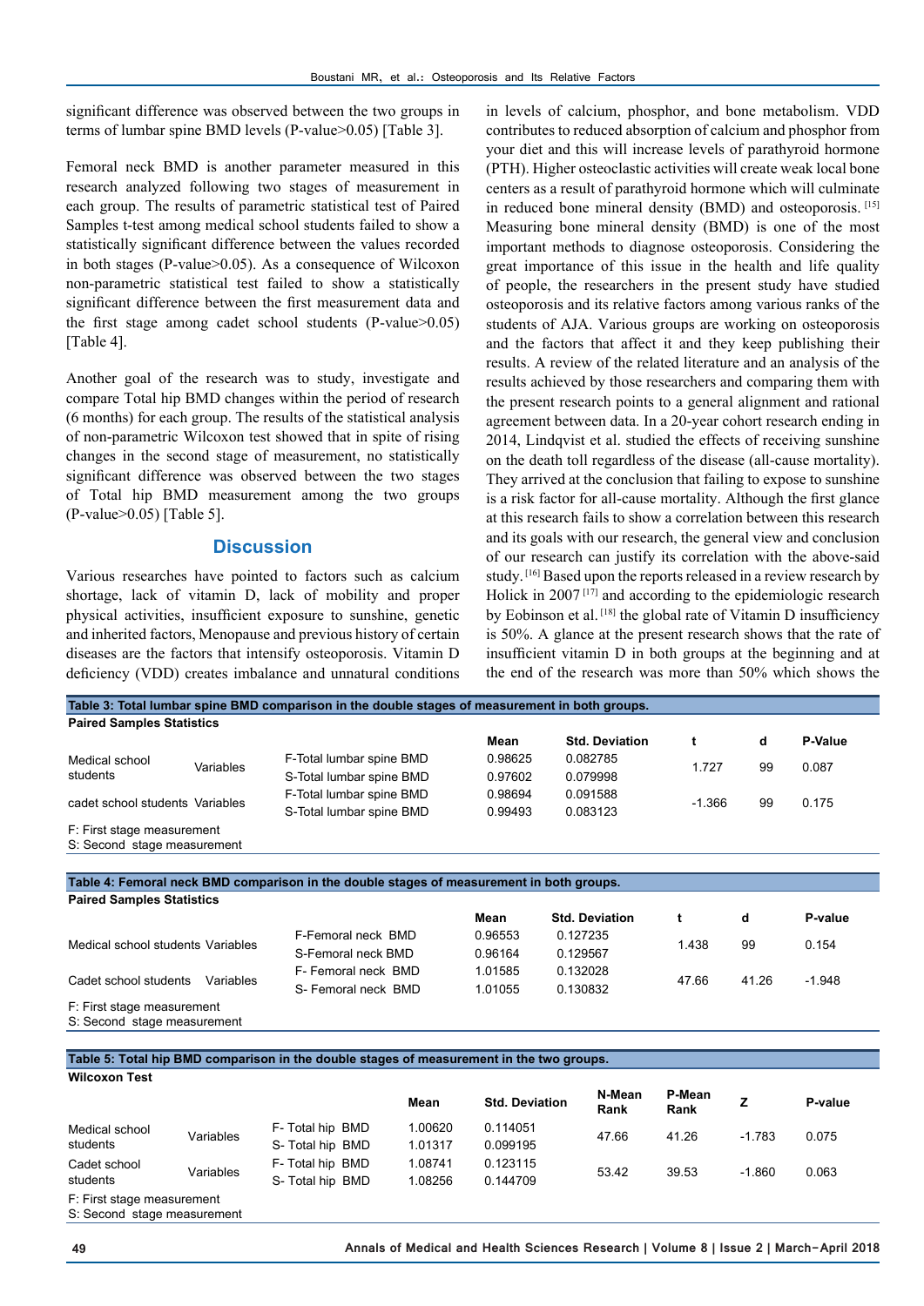significant difference was observed between the two groups in terms of lumbar spine BMD levels (P-value>0.05) [Table 3].

Femoral neck BMD is another parameter measured in this research analyzed following two stages of measurement in each group. The results of parametric statistical test of Paired Samples t-test among medical school students failed to show a statistically significant difference between the values recorded in both stages (P-value>0.05). As a consequence of Wilcoxon non-parametric statistical test failed to show a statistically significant difference between the first measurement data and the first stage among cadet school students (P-value>0.05) [Table 4].

Another goal of the research was to study, investigate and compare Total hip BMD changes within the period of research (6 months) for each group. The results of the statistical analysis of non-parametric Wilcoxon test showed that in spite of rising changes in the second stage of measurement, no statistically significant difference was observed between the two stages of Total hip BMD measurement among the two groups (P-value>0.05) [Table 5].

## Discussion

Various researches have pointed to factors such as calcium shortage, lack of vitamin D, lack of mobility and proper physical activities, insufficient exposure to sunshine, genetic and inherited factors, Menopause and previous history of certain diseases are the factors that intensify osteoporosis. Vitamin D deficiency (VDD) creates imbalance and unnatural conditions in levels of calcium, phosphor, and bone metabolism. VDD contributes to reduced absorption of calcium and phosphor from your diet and this will increase levels of parathyroid hormone (PTH). Higher osteoclastic activities will create weak local bone centers as a result of parathyroid hormone which will culminate in reduced bone mineral density (BMD) and osteoporosis. [15] Measuring bone mineral density (BMD) is one of the most important methods to diagnose osteoporosis. Considering the great importance of this issue in the health and life quality of people, the researchers in the present study have studied osteoporosis and its relative factors among various ranks of the students of AJA. Various groups are working on osteoporosis and the factors that affect it and they keep publishing their results. A review of the related literature and an analysis of the results achieved by those researchers and comparing them with the present research points to a general alignment and rational agreement between data. In a 20-year cohort research ending in 2014, Lindqvist et al. studied the effects of receiving sunshine on the death toll regardless of the disease (all-cause mortality). They arrived at the conclusion that failing to expose to sunshine is a risk factor for all-cause mortality. Although the first glance at this research fails to show a correlation between this research and its goals with our research, the general view and conclusion of our research can justify its correlation with the above-said study. [16] Based upon the reports released in a review research by Holick in 2007 [17] and according to the epidemiologic research by Eobinson et al. [18] the global rate of Vitamin D insufficiency is 50%. A glance at the present research shows that the rate of insufficient vitamin D in both groups at the beginning and at the end of the research was more than 50% which shows the

**Table 3: Total lumbar spine BMD comparison in the double stages of measurement in both groups.**

Paired Samples Statistics

| | | | Mean | Std. Deviation | t | d | P-Value |
|---|---|---|---|---|---|---|---|
| Medical school students | Variables | F-Total lumbar spine BMD | 0.98625 | 0.082785 | 1.727 | 99 | 0.087 |
| | | S-Total lumbar spine BMD | 0.97602 | 0.079998 | | | |
| cadet school students | Variables | F-Total lumbar spine BMD | 0.98694 | 0.091588 | -1.366 | 99 | 0.175 |
| | | S-Total lumbar spine BMD | 0.99493 | 0.083123 | | | |

F: First stage measurement
S: Second stage measurement

**Table 4: Femoral neck BMD comparison in the double stages of measurement in both groups.**

Paired Samples Statistics

| | | | Mean | Std. Deviation | t | d | P-value |
|---|---|---|---|---|---|---|---|
| Medical school students | Variables | F-Femoral neck BMD | 0.96553 | 0.127235 | 1.438 | 99 | 0.154 |
| | | S-Femoral neck BMD | 0.96164 | 0.129567 | | | |
| Cadet school students | Variables | F- Femoral neck BMD | 1.01585 | 0.132028 | 47.66 | 41.26 | -1.948 |
| | | S- Femoral neck BMD | 1.01055 | 0.130832 | | | |

F: First stage measurement
S: Second stage measurement

**Table 5: Total hip BMD comparison in the double stages of measurement in the two groups.**

Wilcoxon Test

| | | | Mean | Std. Deviation | N-Mean Rank | P-Mean Rank | Z | P-value |
|---|---|---|---|---|---|---|---|---|
| Medical school students | Variables | F- Total hip BMD | 1.00620 | 0.114051 | 47.66 | 41.26 | -1.783 | 0.075 |
| | | S- Total hip BMD | 1.01317 | 0.099195 | | | | |
| Cadet school students | Variables | F- Total hip BMD | 1.08741 | 0.123115 | 53.42 | 39.53 | -1.860 | 0.063 |
| | | S- Total hip BMD | 1.08256 | 0.144709 | | | | |

F: First stage measurement
S: Second stage measurement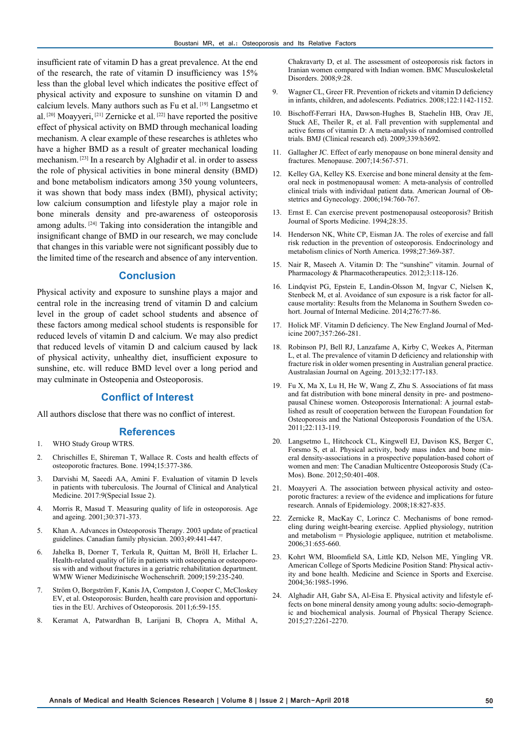insufficient rate of vitamin D has a great prevalence. At the end of the research, the rate of vitamin D insufficiency was 15% less than the global level which indicates the positive effect of physical activity and exposure to sunshine on vitamin D and calcium levels. Many authors such as Fu et al. [19] Langsetmo et al. [20] Moayyeri, [21] Zernicke et al. [22] have reported the positive effect of physical activity on BMD through mechanical loading mechanism. A clear example of these researches is athletes who have a higher BMD as a result of greater mechanical loading mechanism. [23] In a research by Alghadir et al. in order to assess the role of physical activities in bone mineral density (BMD) and bone metabolism indicators among 350 young volunteers, it was shown that body mass index (BMI), physical activity; low calcium consumption and lifestyle play a major role in bone minerals density and pre-awareness of osteoporosis among adults. [24] Taking into consideration the intangible and insignificant change of BMD in our research, we may conclude that changes in this variable were not significant possibly due to the limited time of the research and absence of any intervention.

## Conclusion

Physical activity and exposure to sunshine plays a major and central role in the increasing trend of vitamin D and calcium level in the group of cadet school students and absence of these factors among medical school students is responsible for reduced levels of vitamin D and calcium. We may also predict that reduced levels of vitamin D and calcium caused by lack of physical activity, unhealthy diet, insufficient exposure to sunshine, etc. will reduce BMD level over a long period and may culminate in Osteopenia and Osteoporosis.

## Conflict of Interest

All authors disclose that there was no conflict of interest.

## References

1. WHO Study Group WTRS.
2. Chrischilles E, Shireman T, Wallace R. Costs and health effects of osteoporotic fractures. Bone. 1994;15:377-386.
3. Darvishi M, Saeedi AA, Amini F. Evaluation of vitamin D levels in patients with tuberculosis. The Journal of Clinical and Analytical Medicine. 2017:9(Special Issue 2).
4. Morris R, Masud T. Measuring quality of life in osteoporosis. Age and ageing. 2001;30:371-373.
5. Khan A. Advances in Osteoporosis Therapy. 2003 update of practical guidelines. Canadian family physician. 2003;49:441-447.
6. Jahelka B, Dorner T, Terkula R, Quittan M, Bröll H, Erlacher L. Health-related quality of life in patients with osteopenia or osteoporosis with and without fractures in a geriatric rehabilitation department. WMW Wiener Medizinische Wochenschrift. 2009;159:235-240.
7. Ström O, Borgström F, Kanis JA, Compston J, Cooper C, McCloskey EV, et al. Osteoporosis: Burden, health care provision and opportunities in the EU. Archives of Osteoporosis. 2011;6:59-155.
8. Keramat A, Patwardhan B, Larijani B, Chopra A, Mithal A, Chakravarty D, et al. The assessment of osteoporosis risk factors in Iranian women compared with Indian women. BMC Musculoskeletal Disorders. 2008;9:28.
9. Wagner CL, Greer FR. Prevention of rickets and vitamin D deficiency in infants, children, and adolescents. Pediatrics. 2008;122:1142-1152.
10. Bischoff-Ferrari HA, Dawson-Hughes B, Staehelin HB, Orav JE, Stuck AE, Theiler R, et al. Fall prevention with supplemental and active forms of vitamin D: A meta-analysis of randomised controlled trials. BMJ (Clinical research ed). 2009;339:b3692.
11. Gallagher JC. Effect of early menopause on bone mineral density and fractures. Menopause. 2007;14:567-571.
12. Kelley GA, Kelley KS. Exercise and bone mineral density at the femoral neck in postmenopausal women: A meta-analysis of controlled clinical trials with individual patient data. American Journal of Obstetrics and Gynecology. 2006;194:760-767.
13. Ernst E. Can exercise prevent postmenopausal osteoporosis? British Journal of Sports Medicine. 1994;28:35.
14. Henderson NK, White CP, Eisman JA. The roles of exercise and fall risk reduction in the prevention of osteoporosis. Endocrinology and metabolism clinics of North America. 1998;27:369-387.
15. Nair R, Maseeh A. Vitamin D: The "sunshine" vitamin. Journal of Pharmacology & Pharmacotherapeutics. 2012;3:118-126.
16. Lindqvist PG, Epstein E, Landin-Olsson M, Ingvar C, Nielsen K, Stenbeck M, et al. Avoidance of sun exposure is a risk factor for all-cause mortality: Results from the Melanoma in Southern Sweden cohort. Journal of Internal Medicine. 2014;276:77-86.
17. Holick MF. Vitamin D deficiency. The New England Journal of Medicine 2007;357:266-281.
18. Robinson PJ, Bell RJ, Lanzafame A, Kirby C, Weekes A, Piterman L, et al. The prevalence of vitamin D deficiency and relationship with fracture risk in older women presenting in Australian general practice. Australasian Journal on Ageing. 2013;32:177-183.
19. Fu X, Ma X, Lu H, He W, Wang Z, Zhu S. Associations of fat mass and fat distribution with bone mineral density in pre- and postmenopausal Chinese women. Osteoporosis International: A journal established as result of cooperation between the European Foundation for Osteoporosis and the National Osteoporosis Foundation of the USA. 2011;22:113-119.
20. Langsetmo L, Hitchcock CL, Kingwell EJ, Davison KS, Berger C, Forsmo S, et al. Physical activity, body mass index and bone mineral density-associations in a prospective population-based cohort of women and men: The Canadian Multicentre Osteoporosis Study (CaMos). Bone. 2012;50:401-408.
21. Moayyeri A. The association between physical activity and osteoporotic fractures: a review of the evidence and implications for future research. Annals of Epidemiology. 2008;18:827-835.
22. Zernicke R, MacKay C, Lorincz C. Mechanisms of bone remodeling during weight-bearing exercise. Applied physiology, nutrition and metabolism = Physiologie appliquee, nutrition et metabolisme. 2006;31:655-660.
23. Kohrt WM, Bloomfield SA, Little KD, Nelson ME, Yingling VR. American College of Sports Medicine Position Stand: Physical activity and bone health. Medicine and Science in Sports and Exercise. 2004;36:1985-1996.
24. Alghadir AH, Gabr SA, Al-Eisa E. Physical activity and lifestyle effects on bone mineral density among young adults: socio-demographic and biochemical analysis. Journal of Physical Therapy Science. 2015;27:2261-2270.